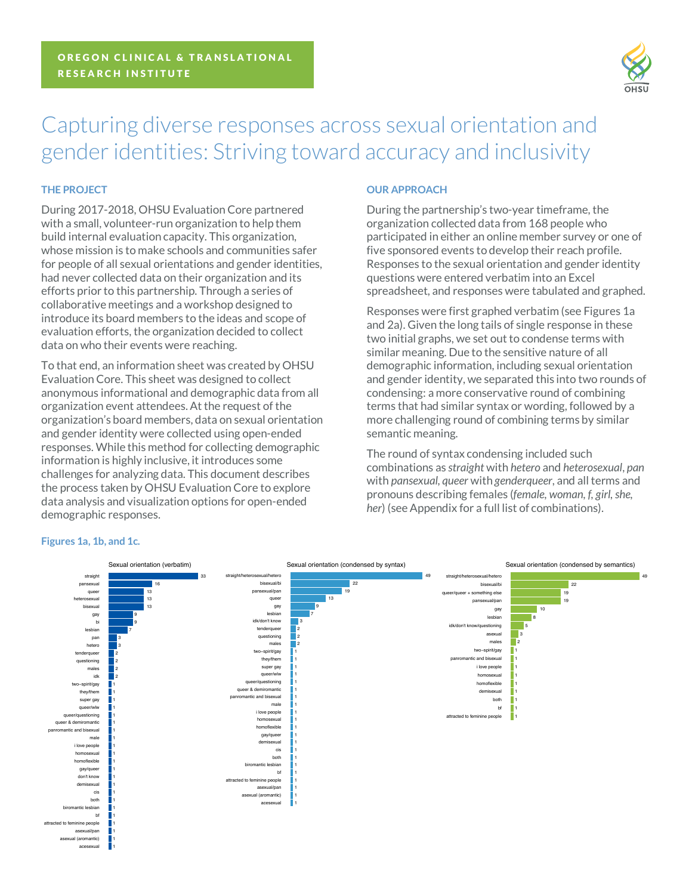OREGON CLINICAL & TRANSLATIONAL RESEARCH INSTITUTE

# Capturing diverse responses across sexual orientation and gender identities: Striving toward accuracy and inclusivity

## THE PROJECT

During 2017-2018, OHSU Evaluation Core partnered with a small, volunteer-run organization to help them build internal evaluation capacity. This organization, whose mission is to make schools and communities safer for people of all sexual orientations and gender identities, had never collected data on their organization and its efforts prior to this partnership. Through a series of collaborative meetings and a workshop designed to introduce its board members to the ideas and scope of evaluation efforts, the organization decided to collect data on who their events were reaching.

To that end, an information sheet was created by OHSU Evaluation Core. This sheet was designed to collect anonymous informational and demographic data from all organization event attendees. At the request of the organization's board members, data on sexual orientation and gender identity were collected using open-ended responses. While this method for collecting demographic information is highly inclusive, it introduces some challenges for analyzing data. This document describes the process taken by OHSU Evaluation Core to explore data analysis and visualization options for open-ended demographic responses.

## OUR APPROACH

During the partnership's two-year timeframe, the organization collected data from 168 people who participated in either an online member survey or one of five sponsored events to develop their reach profile. Responses to the sexual orientation and gender identity questions were entered verbatim into an Excel spreadsheet, and responses were tabulated and graphed.

Responses were first graphed verbatim (see Figures 1a and 2a). Given the long tails of single response in these two initial graphs, we set out to condense terms with similar meaning. Due to the sensitive nature of all demographic information, including sexual orientation and gender identity, we separated this into two rounds of condensing: a more conservative round of combining terms that had similar syntax or wording, followed by a more challenging round of combining terms by similar semantic meaning.

The round of syntax condensing included such combinations as *straight* with *hetero* and *heterosexual*, *pan* with *pansexual*, *queer* with *genderqueer*, and all terms and pronouns describing females (*female, woman, f, girl, she, her*) (see Appendix for a full list of combinations).

**Figures 1a, 1b, and 1c.**

**Sexual orientation (verbatim)**

| Response | Count |
|---|---|
| straight | 33 |
| pansexual | 16 |
| queer | 13 |
| heterosexual | 13 |
| bisexual | 13 |
| gay | 9 |
| bi | 9 |
| lesbian | 7 |
| pan | 3 |
| hetero | 3 |
| tenderqueer | 2 |
| questioning | 2 |
| males | 2 |
| idk | 2 |
| two-spirit/gay | 1 |
| they/them | 1 |
| super gay | 1 |
| queer/wlw | 1 |
| queer/questioning | 1 |
| queer & demiromantic | 1 |
| panromantic and bisexual | 1 |
| male | 1 |
| i love people | 1 |
| homosexual | 1 |
| homoflexible | 1 |
| gay/queer | 1 |
| don't know | 1 |
| demisexual | 1 |
| cis | 1 |
| both | 1 |
| biromantic lesbian | 1 |
| bf | 1 |
| attracted to feminine people | 1 |
| asexual/pan | 1 |
| asexual (aromantic) | 1 |
| acesexual | 1 |

**Sexual orientation (condensed by syntax)**

| Response | Count |
|---|---|
| straight/heterosexual/hetero | 49 |
| bisexual/bi | 22 |
| pansexual/pan | 19 |
| queer | 13 |
| gay | 9 |
| lesbian | 7 |
| idk/don't know | 3 |
| tenderqueer | 2 |
| questioning | 2 |
| males | 2 |
| two-spirit/gay | 1 |
| they/them | 1 |
| super gay | 1 |
| queer/wlw | 1 |
| queer/questioning | 1 |
| queer & demiromantic | 1 |
| panromantic and bisexual | 1 |
| male | 1 |
| i love people | 1 |
| homosexual | 1 |
| homoflexible | 1 |
| gay/queer | 1 |
| demisexual | 1 |
| cis | 1 |
| both | 1 |
| biromantic lesbian | 1 |
| bf | 1 |
| attracted to feminine people | 1 |
| asexual/pan | 1 |
| asexual (aromantic) | 1 |
| acesexual | 1 |

**Sexual orientation (condensed by semantics)**

| Response | Count |
|---|---|
| straight/heterosexual/hetero | 49 |
| bisexual/bi | 22 |
| queer/queer + something else | 19 |
| pansexual/pan | 19 |
| gay | 10 |
| lesbian | 8 |
| idk/don't know/questioning | 5 |
| asexual | 3 |
| males | 2 |
| two-spirit/gay | 1 |
| panromantic and bisexual | 1 |
| i love people | 1 |
| homosexual | 1 |
| homoflexible | 1 |
| demisexual | 1 |
| both | 1 |
| bf | 1 |
| attracted to feminine people | 1 |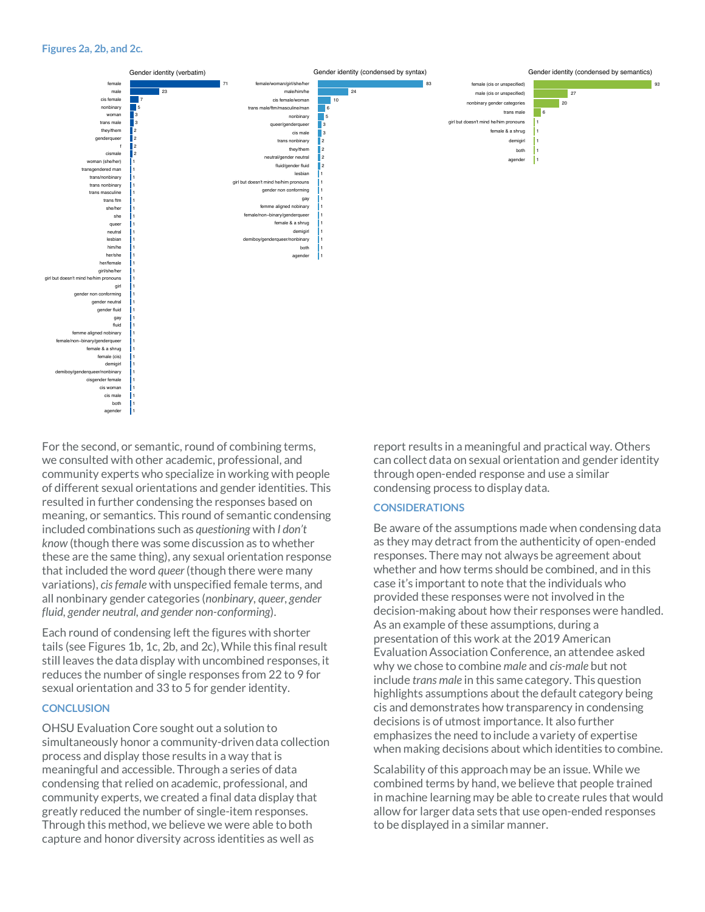**Figures 2a, 2b, and 2c.**

**Gender identity (verbatim)**

| Response | Count |
|---|---|
| female | 71 |
| male | 23 |
| cis female | 7 |
| nonbinary | 5 |
| woman | 3 |
| trans male | 3 |
| they/them | 2 |
| genderqueer | 2 |
| f | 2 |
| cismale | 2 |
| woman (she/her) | 1 |
| transgendered man | 1 |
| trans/nonbinary | 1 |
| trans nonbinary | 1 |
| trans masculine | 1 |
| trans ftm | 1 |
| she/her | 1 |
| she | 1 |
| queer | 1 |
| neutral | 1 |
| lesbian | 1 |
| him/he | 1 |
| her/she | 1 |
| her/female | 1 |
| girl/she/her | 1 |
| girl but doesn't mind he/him pronouns | 1 |
| girl | 1 |
| gender non conforming | 1 |
| gender neutral | 1 |
| gender fluid | 1 |
| gay | 1 |
| fluid | 1 |
| femme aligned nobinary | 1 |
| female/non–binary/genderqueer | 1 |
| female & a shrug | 1 |
| female (cis) | 1 |
| demigirl | 1 |
| demiboy/genderqueer/nonbinary | 1 |
| cisgender female | 1 |
| cis woman | 1 |
| cis male | 1 |
| both | 1 |
| agender | 1 |

**Gender identity (condensed by syntax)**

| Response | Count |
|---|---|
| female/woman/girl/she/her | 83 |
| male/him/he | 24 |
| cis female/woman | 10 |
| trans male/ftm/masculine/man | 6 |
| nonbinary | 5 |
| queer/genderqueer | 3 |
| cis male | 3 |
| trans nonbinary | 2 |
| they/them | 2 |
| neutral/gender neutral | 2 |
| fluid/gender fluid | 2 |
| lesbian | 1 |
| girl but doesn't mind he/him pronouns | 1 |
| gender non conforming | 1 |
| gay | 1 |
| femme aligned nobinary | 1 |
| female/non–binary/genderqueer | 1 |
| female & a shrug | 1 |
| demigirl | 1 |
| demiboy/genderqueer/nonbinary | 1 |
| both | 1 |
| agender | 1 |

**Gender identity (condensed by semantics)**

| Response | Count |
|---|---|
| female (cis or unspecified) | 93 |
| male (cis or unspecified) | 27 |
| nonbinary gender categories | 20 |
| trans male | 6 |
| girl but doesn't mind he/him pronouns | 1 |
| female & a shrug | 1 |
| demigirl | 1 |
| both | 1 |
| agender | 1 |

For the second, or semantic, round of combining terms, we consulted with other academic, professional, and community experts who specialize in working with people of different sexual orientations and gender identities. This resulted in further condensing the responses based on meaning, or semantics. This round of semantic condensing included combinations such as *questioning* with *I don't know* (though there was some discussion as to whether these are the same thing), any sexual orientation response that included the word *queer* (though there were many variations), *cis female* with unspecified female terms, and all nonbinary gender categories (*nonbinary, queer, gender fluid, gender neutral, and gender non-conforming*).

Each round of condensing left the figures with shorter tails (see Figures 1b, 1c, 2b, and 2c), While this final result still leaves the data display with uncombined responses, it reduces the number of single responses from 22 to 9 for sexual orientation and 33 to 5 for gender identity.

### CONCLUSION

OHSU Evaluation Core sought out a solution to simultaneously honor a community-driven data collection process and display those results in a way that is meaningful and accessible. Through a series of data condensing that relied on academic, professional, and community experts, we created a final data display that greatly reduced the number of single-item responses. Through this method, we believe we were able to both capture and honor diversity across identities as well as report results in a meaningful and practical way. Others can collect data on sexual orientation and gender identity through open-ended response and use a similar condensing process to display data.

### CONSIDERATIONS

Be aware of the assumptions made when condensing data as they may detract from the authenticity of open-ended responses. There may not always be agreement about whether and how terms should be combined, and in this case it's important to note that the individuals who provided these responses were not involved in the decision-making about how their responses were handled. As an example of these assumptions, during a presentation of this work at the 2019 American Evaluation Association Conference, an attendee asked why we chose to combine *male* and *cis-male* but not include *trans male* in this same category. This question highlights assumptions about the default category being cis and demonstrates how transparency in condensing decisions is of utmost importance. It also further emphasizes the need to include a variety of expertise when making decisions about which identities to combine.

Scalability of this approach may be an issue. While we combined terms by hand, we believe that people trained in machine learning may be able to create rules that would allow for larger data sets that use open-ended responses to be displayed in a similar manner.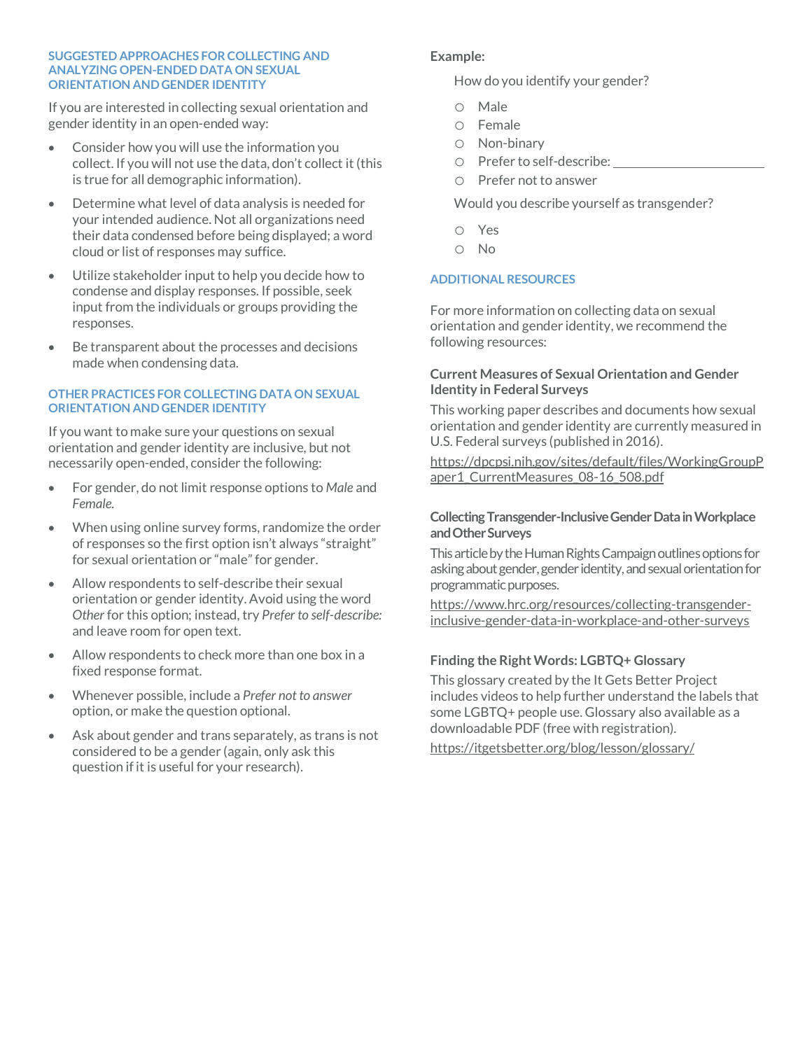## SUGGESTED APPROACHES FOR COLLECTING AND ANALYZING OPEN-ENDED DATA ON SEXUAL ORIENTATION AND GENDER IDENTITY

If you are interested in collecting sexual orientation and gender identity in an open-ended way:

- Consider how you will use the information you collect. If you will not use the data, don't collect it (this is true for all demographic information).
- Determine what level of data analysis is needed for your intended audience. Not all organizations need their data condensed before being displayed; a word cloud or list of responses may suffice.
- Utilize stakeholder input to help you decide how to condense and display responses. If possible, seek input from the individuals or groups providing the responses.
- Be transparent about the processes and decisions made when condensing data.

## OTHER PRACTICES FOR COLLECTING DATA ON SEXUAL ORIENTATION AND GENDER IDENTITY

If you want to make sure your questions on sexual orientation and gender identity are inclusive, but not necessarily open-ended, consider the following:

- For gender, do not limit response options to *Male* and *Female.*
- When using online survey forms, randomize the order of responses so the first option isn't always "straight" for sexual orientation or "male" for gender.
- Allow respondents to self-describe their sexual orientation or gender identity. Avoid using the word *Other* for this option; instead, try *Prefer to self-describe:* and leave room for open text.
- Allow respondents to check more than one box in a fixed response format.
- Whenever possible, include a *Prefer not to answer* option, or make the question optional.
- Ask about gender and trans separately, as trans is not considered to be a gender (again, only ask this question if it is useful for your research).

**Example:**

How do you identify your gender?

- ○ Male
- ○ Female
- ○ Non-binary
- ○ Prefer to self-describe: ____________________
- ○ Prefer not to answer

Would you describe yourself as transgender?

- ○ Yes
- ○ No

## ADDITIONAL RESOURCES

For more information on collecting data on sexual orientation and gender identity, we recommend the following resources:

### Current Measures of Sexual Orientation and Gender Identity in Federal Surveys

This working paper describes and documents how sexual orientation and gender identity are currently measured in U.S. Federal surveys (published in 2016).

https://dpcpsi.nih.gov/sites/default/files/WorkingGroupPaper1_CurrentMeasures_08-16_508.pdf

### Collecting Transgender-Inclusive Gender Data in Workplace and Other Surveys

This article by the Human Rights Campaign outlines options for asking about gender, gender identity, and sexual orientation for programmatic purposes.

https://www.hrc.org/resources/collecting-transgender-inclusive-gender-data-in-workplace-and-other-surveys

### Finding the Right Words: LGBTQ+ Glossary

This glossary created by the It Gets Better Project includes videos to help further understand the labels that some LGBTQ+ people use. Glossary also available as a downloadable PDF (free with registration).

https://itgetsbetter.org/blog/lesson/glossary/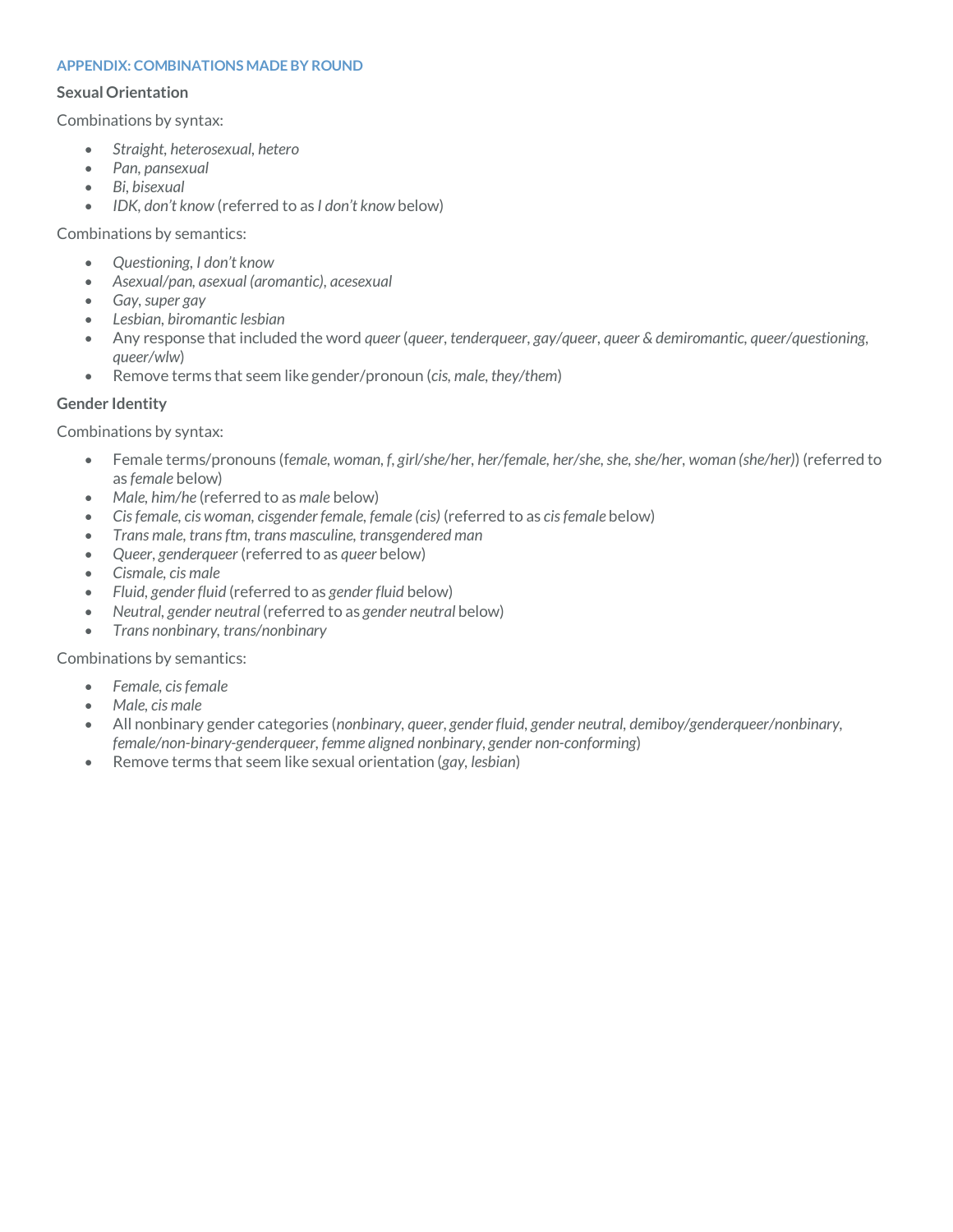## APPENDIX: COMBINATIONS MADE BY ROUND

### Sexual Orientation

Combinations by syntax:

- *Straight, heterosexual, hetero*
- *Pan, pansexual*
- *Bi, bisexual*
- *IDK, don't know* (referred to as *I don't know* below)

Combinations by semantics:

- *Questioning, I don't know*
- *Asexual/pan, asexual (aromantic), acesexual*
- *Gay, super gay*
- *Lesbian, biromantic lesbian*
- Any response that included the word *queer* (*queer*, *tenderqueer*, *gay/queer*, *queer & demiromantic*, *queer/questioning*, *queer/wlw*)
- Remove terms that seem like gender/pronoun (*cis, male, they/them*)

### Gender Identity

Combinations by syntax:

- Female terms/pronouns (*female, woman, f, girl/she/her, her/female, her/she, she, she/her, woman (she/her)*) (referred to as *female* below)
- *Male, him/he* (referred to as *male* below)
- *Cis female, cis woman, cisgender female, female (cis)* (referred to as *cis female* below)
- *Trans male, trans ftm, trans masculine, transgendered man*
- *Queer, genderqueer* (referred to as *queer* below)
- *Cismale, cis male*
- *Fluid, gender fluid* (referred to as *gender fluid* below)
- *Neutral, gender neutral* (referred to as *gender neutral* below)
- *Trans nonbinary, trans/nonbinary*

Combinations by semantics:

- *Female, cis female*
- *Male, cis male*
- All nonbinary gender categories (*nonbinary, queer, gender fluid, gender neutral, demiboy/genderqueer/nonbinary, female/non-binary-genderqueer, femme aligned nonbinary, gender non-conforming*)
- Remove terms that seem like sexual orientation (*gay, lesbian*)